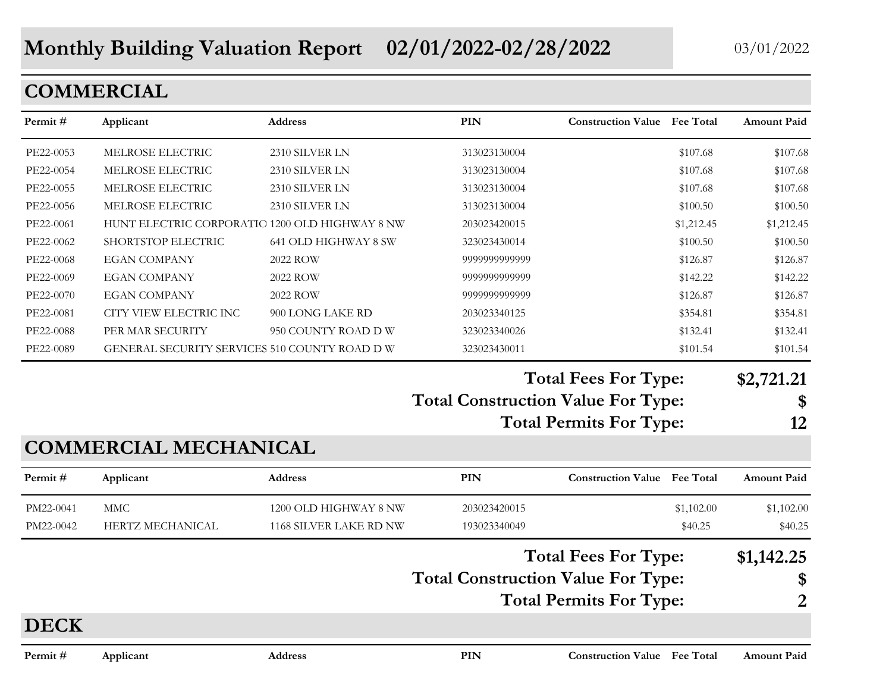# Monthly Building Valuation Report 02/01/2022-02/28/2022

03/01/2022

## COMMERCIAL

| Permit # | Applicant | Address | PIN | Construction Value | Fee Total | Amount Paid |
|---|---|---|---|---|---|---|
| PE22-0053 | MELROSE ELECTRIC | 2310 SILVER LN | 313023130004 | | $107.68 | $107.68 |
| PE22-0054 | MELROSE ELECTRIC | 2310 SILVER LN | 313023130004 | | $107.68 | $107.68 |
| PE22-0055 | MELROSE ELECTRIC | 2310 SILVER LN | 313023130004 | | $107.68 | $107.68 |
| PE22-0056 | MELROSE ELECTRIC | 2310 SILVER LN | 313023130004 | | $100.50 | $100.50 |
| PE22-0061 | HUNT ELECTRIC CORPORATIO | 1200 OLD HIGHWAY 8 NW | 203023420015 | | $1,212.45 | $1,212.45 |
| PE22-0062 | SHORTSTOP ELECTRIC | 641 OLD HIGHWAY 8 SW | 323023430014 | | $100.50 | $100.50 |
| PE22-0068 | EGAN COMPANY | 2022 ROW | 9999999999999 | | $126.87 | $126.87 |
| PE22-0069 | EGAN COMPANY | 2022 ROW | 9999999999999 | | $142.22 | $142.22 |
| PE22-0070 | EGAN COMPANY | 2022 ROW | 9999999999999 | | $126.87 | $126.87 |
| PE22-0081 | CITY VIEW ELECTRIC INC | 900 LONG LAKE RD | 203023340125 | | $354.81 | $354.81 |
| PE22-0088 | PER MAR SECURITY | 950 COUNTY ROAD D W | 323023340026 | | $132.41 | $132.41 |
| PE22-0089 | GENERAL SECURITY SERVICES | 510 COUNTY ROAD D W | 323023430011 | | $101.54 | $101.54 |

**Total Fees For Type: $2,721.21**

**Total Construction Value For Type: $**

**Total Permits For Type: 12**

## COMMERCIAL MECHANICAL

| Permit # | Applicant | Address | PIN | Construction Value | Fee Total | Amount Paid |
|---|---|---|---|---|---|---|
| PM22-0041 | MMC | 1200 OLD HIGHWAY 8 NW | 203023420015 | | $1,102.00 | $1,102.00 |
| PM22-0042 | HERTZ MECHANICAL | 1168 SILVER LAKE RD NW | 193023340049 | | $40.25 | $40.25 |

**Total Fees For Type: $1,142.25**

**Total Construction Value For Type: $**

**Total Permits For Type: 2**

## DECK

| Permit # | Applicant | Address | PIN | Construction Value | Fee Total | Amount Paid |
|---|---|---|---|---|---|---|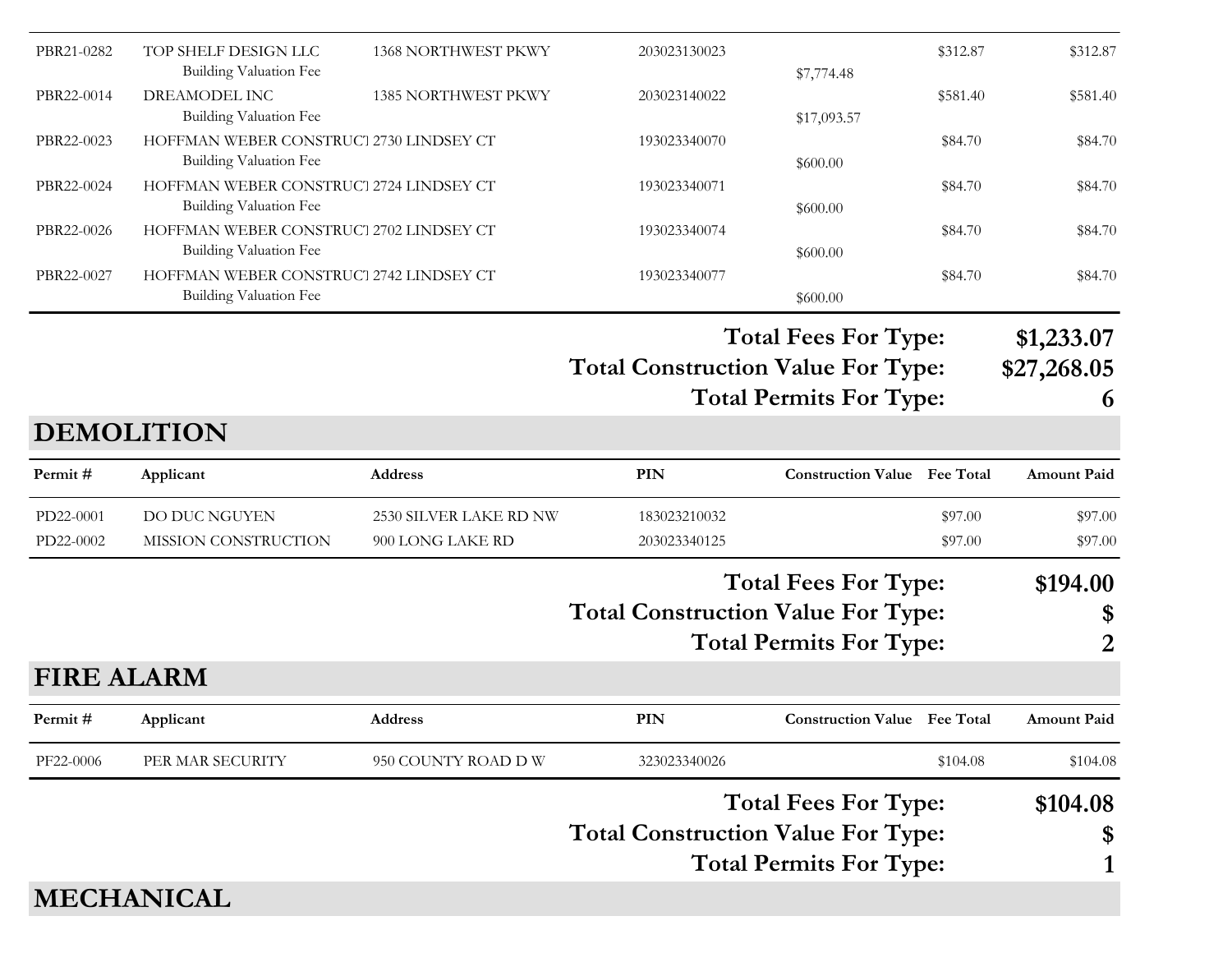| Permit # | Applicant | Address | PIN | Construction Value | Fee Total | Amount Paid |
|---|---|---|---|---|---|---|
| PBR21-0282 | TOP SHELF DESIGN LLC | 1368 NORTHWEST PKWY | 203023130023 | | $312.87 | $312.87 |
| | Building Valuation Fee | | | $7,774.48 | | |
| PBR22-0014 | DREAMODEL INC | 1385 NORTHWEST PKWY | 203023140022 | | $581.40 | $581.40 |
| | Building Valuation Fee | | | $17,093.57 | | |
| PBR22-0023 | HOFFMAN WEBER CONSTRUCT | 2730 LINDSEY CT | 193023340070 | | $84.70 | $84.70 |
| | Building Valuation Fee | | | $600.00 | | |
| PBR22-0024 | HOFFMAN WEBER CONSTRUCT | 2724 LINDSEY CT | 193023340071 | | $84.70 | $84.70 |
| | Building Valuation Fee | | | $600.00 | | |
| PBR22-0026 | HOFFMAN WEBER CONSTRUCT | 2702 LINDSEY CT | 193023340074 | | $84.70 | $84.70 |
| | Building Valuation Fee | | | $600.00 | | |
| PBR22-0027 | HOFFMAN WEBER CONSTRUCT | 2742 LINDSEY CT | 193023340077 | | $84.70 | $84.70 |
| | Building Valuation Fee | | | $600.00 | | |

**Total Fees For Type: $1,233.07**
**Total Construction Value For Type: $27,268.05**
**Total Permits For Type: 6**

## DEMOLITION

| Permit # | Applicant | Address | PIN | Construction Value | Fee Total | Amount Paid |
|---|---|---|---|---|---|---|
| PD22-0001 | DO DUC NGUYEN | 2530 SILVER LAKE RD NW | 183023210032 | | $97.00 | $97.00 |
| PD22-0002 | MISSION CONSTRUCTION | 900 LONG LAKE RD | 203023340125 | | $97.00 | $97.00 |

**Total Fees For Type: $194.00**
**Total Construction Value For Type: $**
**Total Permits For Type: 2**

## FIRE ALARM

| Permit # | Applicant | Address | PIN | Construction Value | Fee Total | Amount Paid |
|---|---|---|---|---|---|---|
| PF22-0006 | PER MAR SECURITY | 950 COUNTY ROAD D W | 323023340026 | | $104.08 | $104.08 |

**Total Fees For Type: $104.08**
**Total Construction Value For Type: $**
**Total Permits For Type: 1**

## MECHANICAL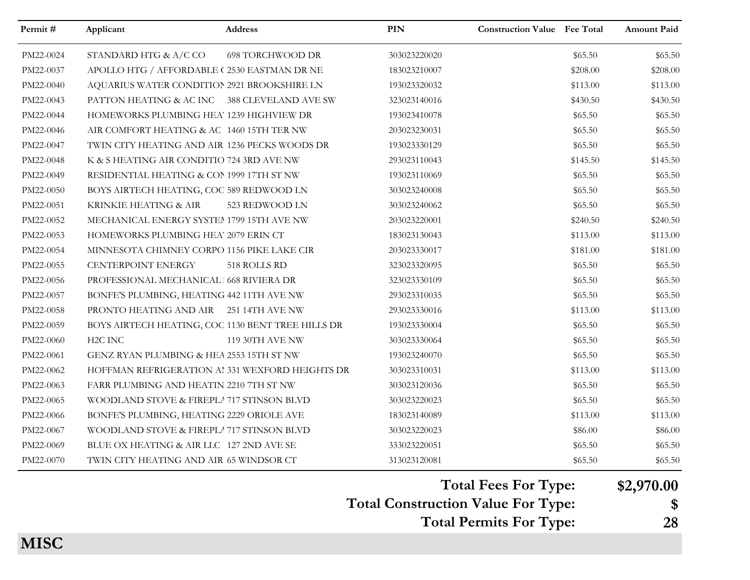| Permit # | Applicant | Address | PIN | Construction Value | Fee Total | Amount Paid |
|---|---|---|---|---|---|---|
| PM22-0024 | STANDARD HTG & A/C CO | 698 TORCHWOOD DR | 303023220020 | | $65.50 | $65.50 |
| PM22-0037 | APOLLO HTG / AFFORDABLE ( | 2530 EASTMAN DR NE | 183023210007 | | $208.00 | $208.00 |
| PM22-0040 | AQUARIUS WATER CONDITION | 2921 BROOKSHIRE LN | 193023320032 | | $113.00 | $113.00 |
| PM22-0043 | PATTON HEATING & AC INC | 388 CLEVELAND AVE SW | 323023140016 | | $430.50 | $430.50 |
| PM22-0044 | HOMEWORKS PLUMBING HEA' | 1239 HIGHVIEW DR | 193023410078 | | $65.50 | $65.50 |
| PM22-0046 | AIR COMFORT HEATING & AC | 1460 15TH TER NW | 203023230031 | | $65.50 | $65.50 |
| PM22-0047 | TWIN CITY HEATING AND AIR | 1236 PECKS WOODS DR | 193023330129 | | $65.50 | $65.50 |
| PM22-0048 | K & S HEATING AIR CONDITIO | 724 3RD AVE NW | 293023110043 | | $145.50 | $145.50 |
| PM22-0049 | RESIDENTIAL HEATING & COI | 1999 17TH ST NW | 193023110069 | | $65.50 | $65.50 |
| PM22-0050 | BOYS AIRTECH HEATING, COC | 589 REDWOOD LN | 303023240008 | | $65.50 | $65.50 |
| PM22-0051 | KRINKIE HEATING & AIR | 523 REDWOOD LN | 303023240062 | | $65.50 | $65.50 |
| PM22-0052 | MECHANICAL ENERGY SYSTEI | 1799 15TH AVE NW | 203023220001 | | $240.50 | $240.50 |
| PM22-0053 | HOMEWORKS PLUMBING HEA' | 2079 ERIN CT | 183023130043 | | $113.00 | $113.00 |
| PM22-0054 | MINNESOTA CHIMNEY CORPO | 1156 PIKE LAKE CIR | 203023330017 | | $181.00 | $181.00 |
| PM22-0055 | CENTERPOINT ENERGY | 518 ROLLS RD | 323023320095 | | $65.50 | $65.50 |
| PM22-0056 | PROFESSIONAL MECHANICAL | 668 RIVIERA DR | 323023330109 | | $65.50 | $65.50 |
| PM22-0057 | BONFE'S PLUMBING, HEATING | 442 11TH AVE NW | 293023310035 | | $65.50 | $65.50 |
| PM22-0058 | PRONTO HEATING AND AIR | 251 14TH AVE NW | 293023330016 | | $113.00 | $113.00 |
| PM22-0059 | BOYS AIRTECH HEATING, COC | 1130 BENT TREE HILLS DR | 193023330004 | | $65.50 | $65.50 |
| PM22-0060 | H2C INC | 119 30TH AVE NW | 303023330064 | | $65.50 | $65.50 |
| PM22-0061 | GENZ RYAN PLUMBING & HEA | 2553 15TH ST NW | 193023240070 | | $65.50 | $65.50 |
| PM22-0062 | HOFFMAN REFRIGERATION AI | 331 WEXFORD HEIGHTS DR | 303023310031 | | $113.00 | $113.00 |
| PM22-0063 | FARR PLUMBING AND HEATIN | 2210 7TH ST NW | 303023120036 | | $65.50 | $65.50 |
| PM22-0065 | WOODLAND STOVE & FIREPLA | 717 STINSON BLVD | 303023220023 | | $65.50 | $65.50 |
| PM22-0066 | BONFE'S PLUMBING, HEATING | 2229 ORIOLE AVE | 183023140089 | | $113.00 | $113.00 |
| PM22-0067 | WOODLAND STOVE & FIREPLA | 717 STINSON BLVD | 303023220023 | | $86.00 | $86.00 |
| PM22-0069 | BLUE OX HEATING & AIR LLC | 127 2ND AVE SE | 333023220051 | | $65.50 | $65.50 |
| PM22-0070 | TWIN CITY HEATING AND AIR | 65 WINDSOR CT | 313023120081 | | $65.50 | $65.50 |

**Total Fees For Type:** $2,970.00

**Total Construction Value For Type:** $

**Total Permits For Type:** 28

## MISC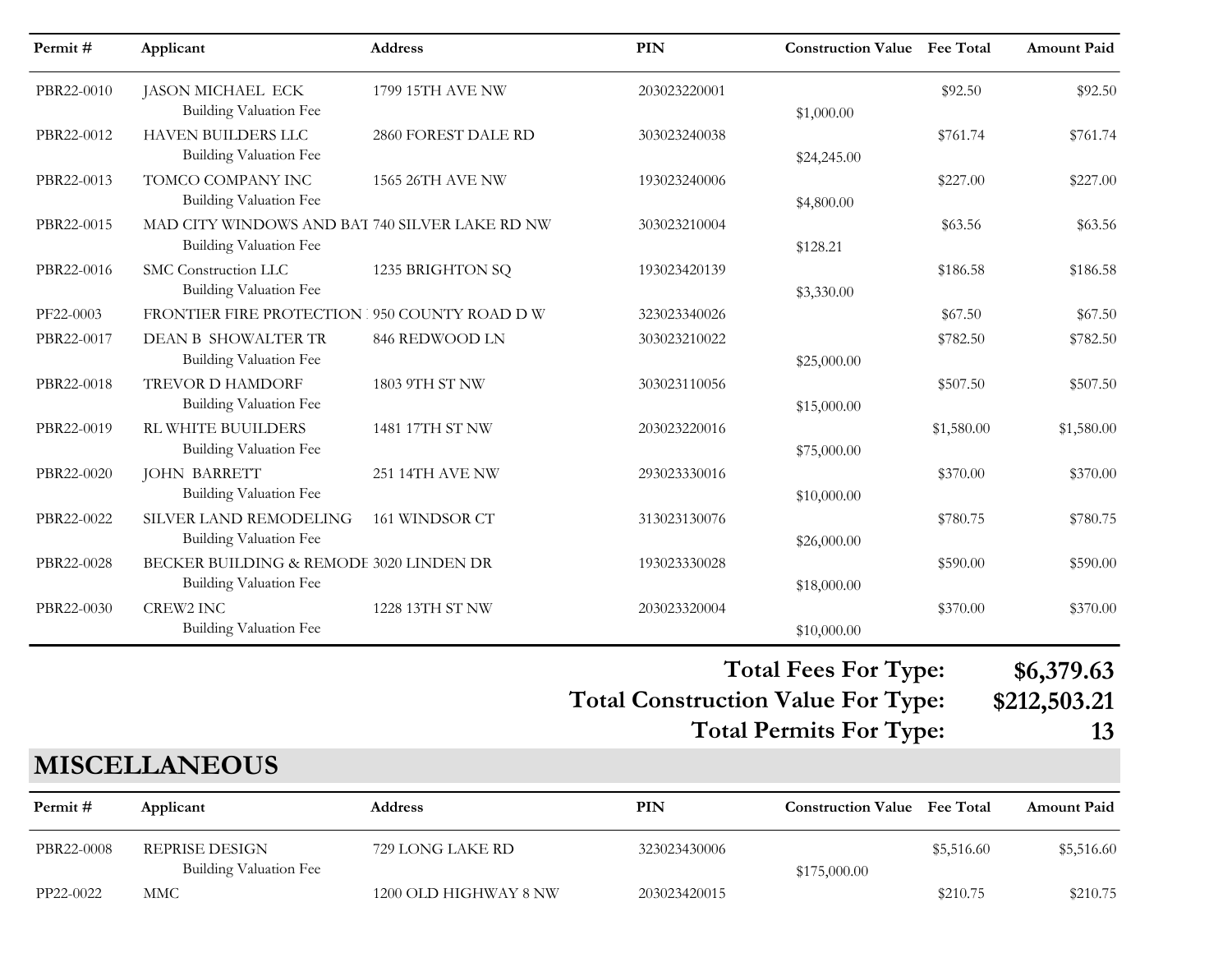| Permit # | Applicant | Address | PIN | Construction Value | Fee Total | Amount Paid |
|---|---|---|---|---|---|---|
| PBR22-0010 | JASON MICHAEL ECK | 1799 15TH AVE NW | 203023220001 | | $92.50 | $92.50 |
| | Building Valuation Fee | | | $1,000.00 | | |
| PBR22-0012 | HAVEN BUILDERS LLC | 2860 FOREST DALE RD | 303023240038 | | $761.74 | $761.74 |
| | Building Valuation Fee | | | $24,245.00 | | |
| PBR22-0013 | TOMCO COMPANY INC | 1565 26TH AVE NW | 193023240006 | | $227.00 | $227.00 |
| | Building Valuation Fee | | | $4,800.00 | | |
| PBR22-0015 | MAD CITY WINDOWS AND BAT | 740 SILVER LAKE RD NW | 303023210004 | | $63.56 | $63.56 |
| | Building Valuation Fee | | | $128.21 | | |
| PBR22-0016 | SMC Construction LLC | 1235 BRIGHTON SQ | 193023420139 | | $186.58 | $186.58 |
| | Building Valuation Fee | | | $3,330.00 | | |
| PF22-0003 | FRONTIER FIRE PROTECTION | 950 COUNTY ROAD D W | 323023340026 | | $67.50 | $67.50 |
| PBR22-0017 | DEAN B SHOWALTER TR | 846 REDWOOD LN | 303023210022 | | $782.50 | $782.50 |
| | Building Valuation Fee | | | $25,000.00 | | |
| PBR22-0018 | TREVOR D HAMDORF | 1803 9TH ST NW | 303023110056 | | $507.50 | $507.50 |
| | Building Valuation Fee | | | $15,000.00 | | |
| PBR22-0019 | RL WHITE BUUILDERS | 1481 17TH ST NW | 203023220016 | | $1,580.00 | $1,580.00 |
| | Building Valuation Fee | | | $75,000.00 | | |
| PBR22-0020 | JOHN BARRETT | 251 14TH AVE NW | 293023330016 | | $370.00 | $370.00 |
| | Building Valuation Fee | | | $10,000.00 | | |
| PBR22-0022 | SILVER LAND REMODELING | 161 WINDSOR CT | 313023130076 | | $780.75 | $780.75 |
| | Building Valuation Fee | | | $26,000.00 | | |
| PBR22-0028 | BECKER BUILDING & REMODE | 3020 LINDEN DR | 193023330028 | | $590.00 | $590.00 |
| | Building Valuation Fee | | | $18,000.00 | | |
| PBR22-0030 | CREW2 INC | 1228 13TH ST NW | 203023320004 | | $370.00 | $370.00 |
| | Building Valuation Fee | | | $10,000.00 | | |

**Total Fees For Type: $6,379.63**
**Total Construction Value For Type: $212,503.21**
**Total Permits For Type: 13**

## MISCELLANEOUS

| Permit # | Applicant | Address | PIN | Construction Value | Fee Total | Amount Paid |
|---|---|---|---|---|---|---|
| PBR22-0008 | REPRISE DESIGN | 729 LONG LAKE RD | 323023430006 | | $5,516.60 | $5,516.60 |
| | Building Valuation Fee | | | $175,000.00 | | |
| PP22-0022 | MMC | 1200 OLD HIGHWAY 8 NW | 203023420015 | | $210.75 | $210.75 |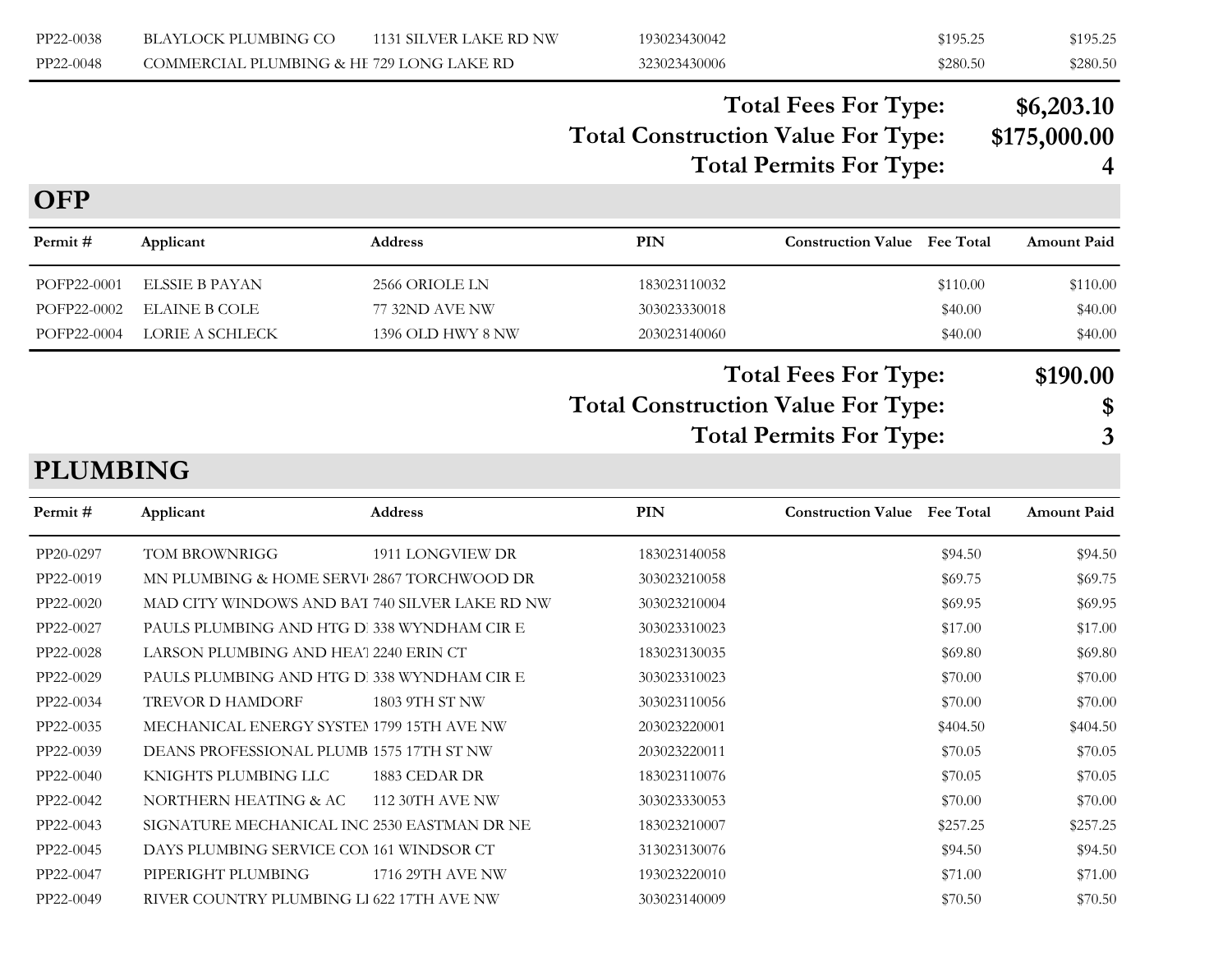| Permit # | Applicant | Address | PIN | Construction Value | Fee Total | Amount Paid |
|---|---|---|---|---|---|---|
| PP22-0038 | BLAYLOCK PLUMBING CO | 1131 SILVER LAKE RD NW | 193023430042 | | $195.25 | $195.25 |
| PP22-0048 | COMMERCIAL PLUMBING & HE | 729 LONG LAKE RD | 323023430006 | | $280.50 | $280.50 |

**Total Fees For Type: $6,203.10**

**Total Construction Value For Type: $175,000.00**

**Total Permits For Type: 4**

## OFP

| Permit # | Applicant | Address | PIN | Construction Value | Fee Total | Amount Paid |
|---|---|---|---|---|---|---|
| POFP22-0001 | ELSSIE B PAYAN | 2566 ORIOLE LN | 183023110032 | | $110.00 | $110.00 |
| POFP22-0002 | ELAINE B COLE | 77 32ND AVE NW | 303023330018 | | $40.00 | $40.00 |
| POFP22-0004 | LORIE A SCHLECK | 1396 OLD HWY 8 NW | 203023140060 | | $40.00 | $40.00 |

**Total Fees For Type: $190.00**

**Total Construction Value For Type: $**

**Total Permits For Type: 3**

## PLUMBING

| Permit # | Applicant | Address | PIN | Construction Value | Fee Total | Amount Paid |
|---|---|---|---|---|---|---|
| PP20-0297 | TOM BROWNRIGG | 1911 LONGVIEW DR | 183023140058 | | $94.50 | $94.50 |
| PP22-0019 | MN PLUMBING & HOME SERVI | 2867 TORCHWOOD DR | 303023210058 | | $69.75 | $69.75 |
| PP22-0020 | MAD CITY WINDOWS AND BAT | 740 SILVER LAKE RD NW | 303023210004 | | $69.95 | $69.95 |
| PP22-0027 | PAULS PLUMBING AND HTG D | 338 WYNDHAM CIR E | 303023310023 | | $17.00 | $17.00 |
| PP22-0028 | LARSON PLUMBING AND HEAT | 2240 ERIN CT | 183023130035 | | $69.80 | $69.80 |
| PP22-0029 | PAULS PLUMBING AND HTG D | 338 WYNDHAM CIR E | 303023310023 | | $70.00 | $70.00 |
| PP22-0034 | TREVOR D HAMDORF | 1803 9TH ST NW | 303023110056 | | $70.00 | $70.00 |
| PP22-0035 | MECHANICAL ENERGY SYSTEM | 1799 15TH AVE NW | 203023220001 | | $404.50 | $404.50 |
| PP22-0039 | DEANS PROFESSIONAL PLUMB | 1575 17TH ST NW | 203023220011 | | $70.05 | $70.05 |
| PP22-0040 | KNIGHTS PLUMBING LLC | 1883 CEDAR DR | 183023110076 | | $70.05 | $70.05 |
| PP22-0042 | NORTHERN HEATING & AC | 112 30TH AVE NW | 303023330053 | | $70.00 | $70.00 |
| PP22-0043 | SIGNATURE MECHANICAL INC | 2530 EASTMAN DR NE | 183023210007 | | $257.25 | $257.25 |
| PP22-0045 | DAYS PLUMBING SERVICE CO | 161 WINDSOR CT | 313023130076 | | $94.50 | $94.50 |
| PP22-0047 | PIPERIGHT PLUMBING | 1716 29TH AVE NW | 193023220010 | | $71.00 | $71.00 |
| PP22-0049 | RIVER COUNTRY PLUMBING LI | 622 17TH AVE NW | 303023140009 | | $70.50 | $70.50 |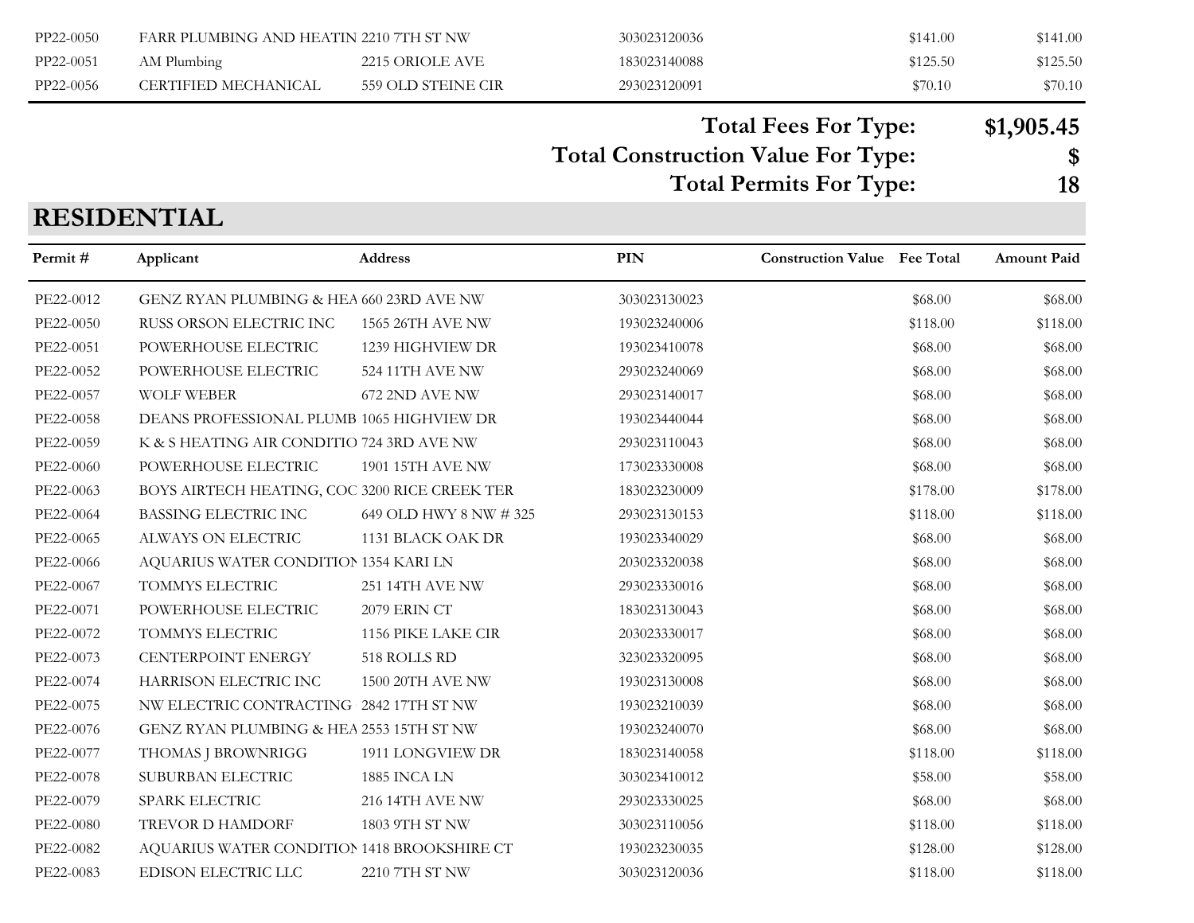| | | | | | | |
|---|---|---|---|---|---|---|
| PP22-0050 | FARR PLUMBING AND HEATIN | 2210 7TH ST NW | 303023120036 | | $141.00 | $141.00 |
| PP22-0051 | AM Plumbing | 2215 ORIOLE AVE | 183023140088 | | $125.50 | $125.50 |
| PP22-0056 | CERTIFIED MECHANICAL | 559 OLD STEINE CIR | 293023120091 | | $70.10 | $70.10 |

**Total Fees For Type: $1,905.45**

**Total Construction Value For Type: $**

**Total Permits For Type: 18**

## RESIDENTIAL

| Permit # | Applicant | Address | PIN | Construction Value | Fee Total | Amount Paid |
|---|---|---|---|---|---|---|
| PE22-0012 | GENZ RYAN PLUMBING & HEA | 660 23RD AVE NW | 303023130023 | | $68.00 | $68.00 |
| PE22-0050 | RUSS ORSON ELECTRIC INC | 1565 26TH AVE NW | 193023240006 | | $118.00 | $118.00 |
| PE22-0051 | POWERHOUSE ELECTRIC | 1239 HIGHVIEW DR | 193023410078 | | $68.00 | $68.00 |
| PE22-0052 | POWERHOUSE ELECTRIC | 524 11TH AVE NW | 293023240069 | | $68.00 | $68.00 |
| PE22-0057 | WOLF WEBER | 672 2ND AVE NW | 293023140017 | | $68.00 | $68.00 |
| PE22-0058 | DEANS PROFESSIONAL PLUMB | 1065 HIGHVIEW DR | 193023440044 | | $68.00 | $68.00 |
| PE22-0059 | K & S HEATING AIR CONDITIO | 724 3RD AVE NW | 293023110043 | | $68.00 | $68.00 |
| PE22-0060 | POWERHOUSE ELECTRIC | 1901 15TH AVE NW | 173023330008 | | $68.00 | $68.00 |
| PE22-0063 | BOYS AIRTECH HEATING, COC | 3200 RICE CREEK TER | 183023230009 | | $178.00 | $178.00 |
| PE22-0064 | BASSING ELECTRIC INC | 649 OLD HWY 8 NW # 325 | 293023130153 | | $118.00 | $118.00 |
| PE22-0065 | ALWAYS ON ELECTRIC | 1131 BLACK OAK DR | 193023340029 | | $68.00 | $68.00 |
| PE22-0066 | AQUARIUS WATER CONDITION | 1354 KARI LN | 203023320038 | | $68.00 | $68.00 |
| PE22-0067 | TOMMYS ELECTRIC | 251 14TH AVE NW | 293023330016 | | $68.00 | $68.00 |
| PE22-0071 | POWERHOUSE ELECTRIC | 2079 ERIN CT | 183023130043 | | $68.00 | $68.00 |
| PE22-0072 | TOMMYS ELECTRIC | 1156 PIKE LAKE CIR | 203023330017 | | $68.00 | $68.00 |
| PE22-0073 | CENTERPOINT ENERGY | 518 ROLLS RD | 323023320095 | | $68.00 | $68.00 |
| PE22-0074 | HARRISON ELECTRIC INC | 1500 20TH AVE NW | 193023130008 | | $68.00 | $68.00 |
| PE22-0075 | NW ELECTRIC CONTRACTING | 2842 17TH ST NW | 193023210039 | | $68.00 | $68.00 |
| PE22-0076 | GENZ RYAN PLUMBING & HEA | 2553 15TH ST NW | 193023240070 | | $68.00 | $68.00 |
| PE22-0077 | THOMAS J BROWNRIGG | 1911 LONGVIEW DR | 183023140058 | | $118.00 | $118.00 |
| PE22-0078 | SUBURBAN ELECTRIC | 1885 INCA LN | 303023410012 | | $58.00 | $58.00 |
| PE22-0079 | SPARK ELECTRIC | 216 14TH AVE NW | 293023330025 | | $68.00 | $68.00 |
| PE22-0080 | TREVOR D HAMDORF | 1803 9TH ST NW | 303023110056 | | $118.00 | $118.00 |
| PE22-0082 | AQUARIUS WATER CONDITION | 1418 BROOKSHIRE CT | 193023230035 | | $128.00 | $128.00 |
| PE22-0083 | EDISON ELECTRIC LLC | 2210 7TH ST NW | 303023120036 | | $118.00 | $118.00 |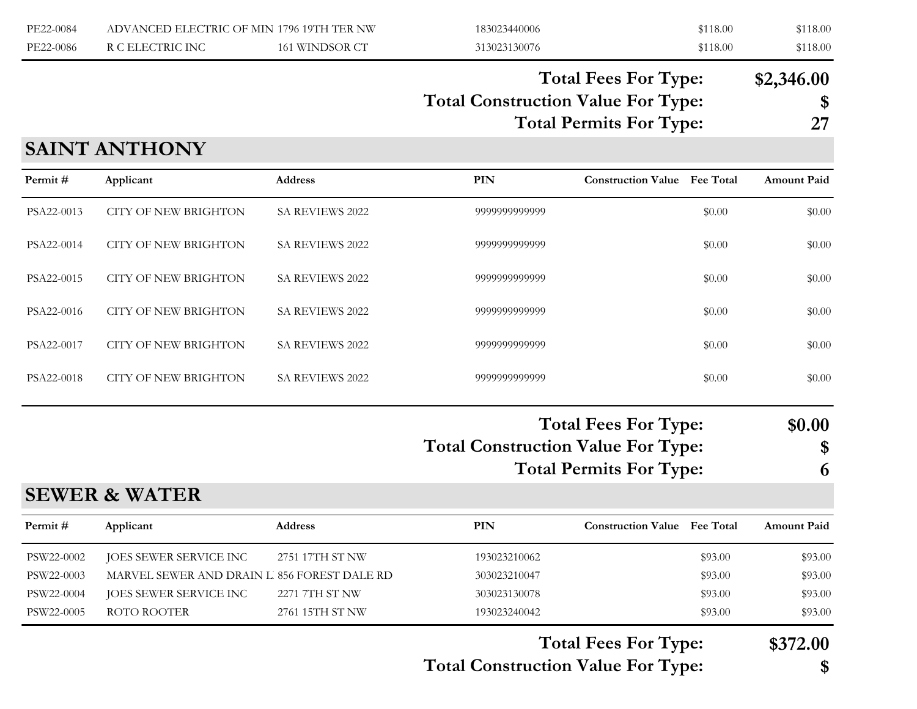| Permit # | Applicant | Address | PIN | Construction Value | Fee Total | Amount Paid |
|---|---|---|---|---|---|---|
| PE22-0084 | ADVANCED ELECTRIC OF MIN | 1796 19TH TER NW | 183023440006 | | $118.00 | $118.00 |
| PE22-0086 | R C ELECTRIC INC | 161 WINDSOR CT | 313023130076 | | $118.00 | $118.00 |

**Total Fees For Type: $2,346.00**

**Total Construction Value For Type: $**

**Total Permits For Type: 27**

## SAINT ANTHONY

| Permit # | Applicant | Address | PIN | Construction Value | Fee Total | Amount Paid |
|---|---|---|---|---|---|---|
| PSA22-0013 | CITY OF NEW BRIGHTON | SA REVIEWS 2022 | 9999999999999 | | $0.00 | $0.00 |
| PSA22-0014 | CITY OF NEW BRIGHTON | SA REVIEWS 2022 | 9999999999999 | | $0.00 | $0.00 |
| PSA22-0015 | CITY OF NEW BRIGHTON | SA REVIEWS 2022 | 9999999999999 | | $0.00 | $0.00 |
| PSA22-0016 | CITY OF NEW BRIGHTON | SA REVIEWS 2022 | 9999999999999 | | $0.00 | $0.00 |
| PSA22-0017 | CITY OF NEW BRIGHTON | SA REVIEWS 2022 | 9999999999999 | | $0.00 | $0.00 |
| PSA22-0018 | CITY OF NEW BRIGHTON | SA REVIEWS 2022 | 9999999999999 | | $0.00 | $0.00 |

**Total Fees For Type: $0.00**

**Total Construction Value For Type: $**

**Total Permits For Type: 6**

## SEWER & WATER

| Permit # | Applicant | Address | PIN | Construction Value | Fee Total | Amount Paid |
|---|---|---|---|---|---|---|
| PSW22-0002 | JOES SEWER SERVICE INC | 2751 17TH ST NW | 193023210062 | | $93.00 | $93.00 |
| PSW22-0003 | MARVEL SEWER AND DRAIN L | 856 FOREST DALE RD | 303023210047 | | $93.00 | $93.00 |
| PSW22-0004 | JOES SEWER SERVICE INC | 2271 7TH ST NW | 303023130078 | | $93.00 | $93.00 |
| PSW22-0005 | ROTO ROOTER | 2761 15TH ST NW | 193023240042 | | $93.00 | $93.00 |

**Total Fees For Type: $372.00**

**Total Construction Value For Type: $**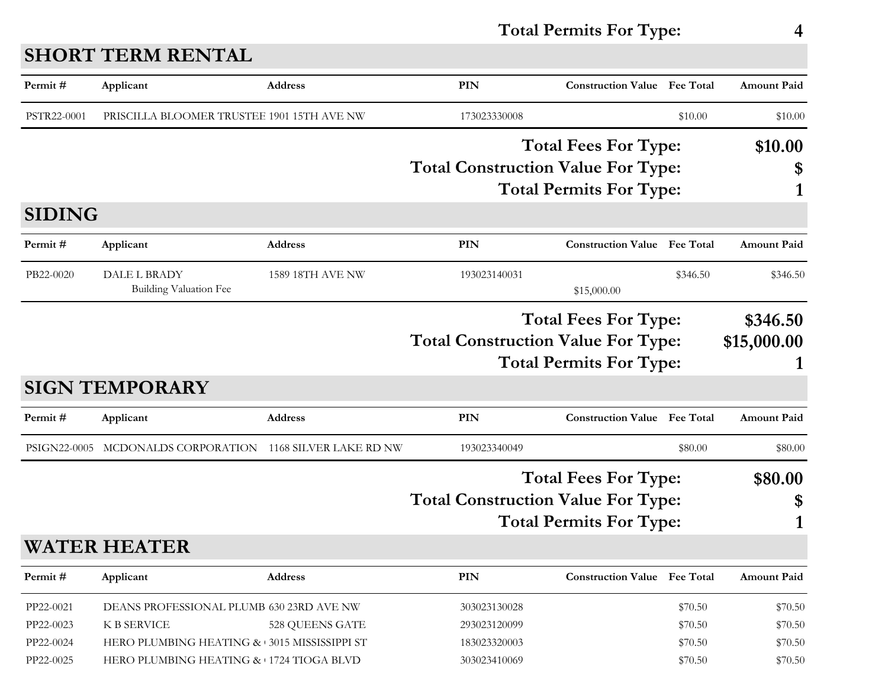**Total Permits For Type: 4**

## SHORT TERM RENTAL

| Permit # | Applicant | Address | PIN | Construction Value | Fee Total | Amount Paid |
|---|---|---|---|---|---|---|
| PSTR22-0001 | PRISCILLA BLOOMER TRUSTEE | 1901 15TH AVE NW | 173023330008 | | $10.00 | $10.00 |

**Total Fees For Type: $10.00**

**Total Construction Value For Type: $**

**Total Permits For Type: 1**

## SIDING

| Permit # | Applicant | Address | PIN | Construction Value | Fee Total | Amount Paid |
|---|---|---|---|---|---|---|
| PB22-0020 | DALE L BRADY | 1589 18TH AVE NW | 193023140031 | | $346.50 | $346.50 |
| | Building Valuation Fee | | | $15,000.00 | | |

**Total Fees For Type: $346.50**

**Total Construction Value For Type: $15,000.00**

**Total Permits For Type: 1**

## SIGN TEMPORARY

| Permit # | Applicant | Address | PIN | Construction Value | Fee Total | Amount Paid |
|---|---|---|---|---|---|---|
| PSIGN22-0005 | MCDONALDS CORPORATION | 1168 SILVER LAKE RD NW | 193023340049 | | $80.00 | $80.00 |

**Total Fees For Type: $80.00**

**Total Construction Value For Type: $**

**Total Permits For Type: 1**

## WATER HEATER

| Permit # | Applicant | Address | PIN | Construction Value | Fee Total | Amount Paid |
|---|---|---|---|---|---|---|
| PP22-0021 | DEANS PROFESSIONAL PLUMB | 630 23RD AVE NW | 303023130028 | | $70.50 | $70.50 |
| PP22-0023 | K B SERVICE | 528 QUEENS GATE | 293023120099 | | $70.50 | $70.50 |
| PP22-0024 | HERO PLUMBING HEATING & | 3015 MISSISSIPPI ST | 183023320003 | | $70.50 | $70.50 |
| PP22-0025 | HERO PLUMBING HEATING & | 1724 TIOGA BLVD | 303023410069 | | $70.50 | $70.50 |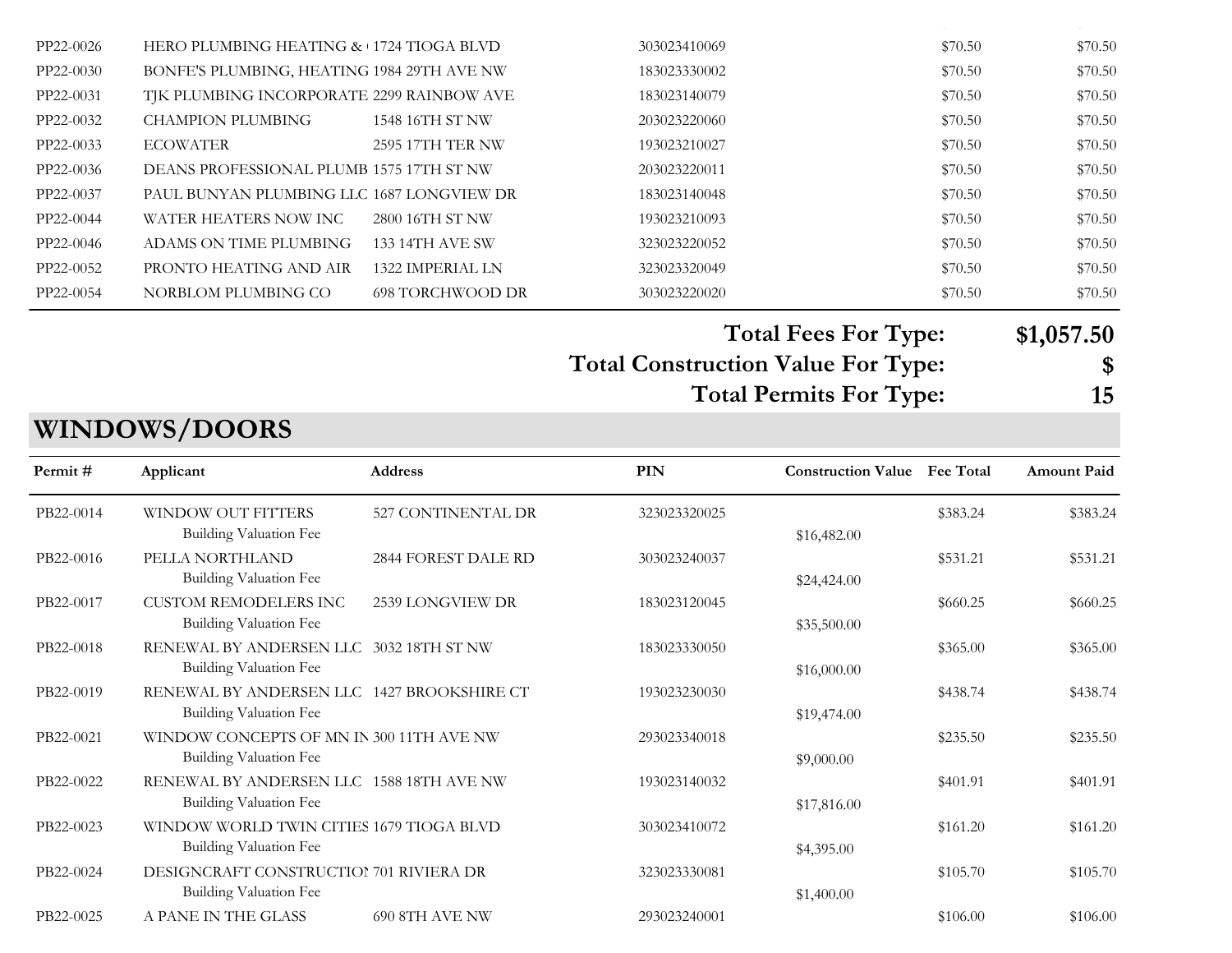| Permit # | Applicant | Address | PIN | Construction Value | Fee Total | Amount Paid |
|---|---|---|---|---|---|---|
| PP22-0026 | HERO PLUMBING HEATING & | 1724 TIOGA BLVD | 303023410069 | | $70.50 | $70.50 |
| PP22-0030 | BONFE'S PLUMBING, HEATING | 1984 29TH AVE NW | 183023330002 | | $70.50 | $70.50 |
| PP22-0031 | TJK PLUMBING INCORPORATE | 2299 RAINBOW AVE | 183023140079 | | $70.50 | $70.50 |
| PP22-0032 | CHAMPION PLUMBING | 1548 16TH ST NW | 203023220060 | | $70.50 | $70.50 |
| PP22-0033 | ECOWATER | 2595 17TH TER NW | 193023210027 | | $70.50 | $70.50 |
| PP22-0036 | DEANS PROFESSIONAL PLUMB | 1575 17TH ST NW | 203023220011 | | $70.50 | $70.50 |
| PP22-0037 | PAUL BUNYAN PLUMBING LLC | 1687 LONGVIEW DR | 183023140048 | | $70.50 | $70.50 |
| PP22-0044 | WATER HEATERS NOW INC | 2800 16TH ST NW | 193023210093 | | $70.50 | $70.50 |
| PP22-0046 | ADAMS ON TIME PLUMBING | 133 14TH AVE SW | 323023220052 | | $70.50 | $70.50 |
| PP22-0052 | PRONTO HEATING AND AIR | 1322 IMPERIAL LN | 323023320049 | | $70.50 | $70.50 |
| PP22-0054 | NORBLOM PLUMBING CO | 698 TORCHWOOD DR | 303023220020 | | $70.50 | $70.50 |

**Total Fees For Type: $1,057.50**

**Total Construction Value For Type: $**

**Total Permits For Type: 15**

## WINDOWS/DOORS

| Permit # | Applicant | Address | PIN | Construction Value | Fee Total | Amount Paid |
|---|---|---|---|---|---|---|
| PB22-0014 | WINDOW OUT FITTERS | 527 CONTINENTAL DR | 323023320025 | | $383.24 | $383.24 |
| | Building Valuation Fee | | | $16,482.00 | | |
| PB22-0016 | PELLA NORTHLAND | 2844 FOREST DALE RD | 303023240037 | | $531.21 | $531.21 |
| | Building Valuation Fee | | | $24,424.00 | | |
| PB22-0017 | CUSTOM REMODELERS INC | 2539 LONGVIEW DR | 183023120045 | | $660.25 | $660.25 |
| | Building Valuation Fee | | | $35,500.00 | | |
| PB22-0018 | RENEWAL BY ANDERSEN LLC | 3032 18TH ST NW | 183023330050 | | $365.00 | $365.00 |
| | Building Valuation Fee | | | $16,000.00 | | |
| PB22-0019 | RENEWAL BY ANDERSEN LLC | 1427 BROOKSHIRE CT | 193023230030 | | $438.74 | $438.74 |
| | Building Valuation Fee | | | $19,474.00 | | |
| PB22-0021 | WINDOW CONCEPTS OF MN IN | 300 11TH AVE NW | 293023340018 | | $235.50 | $235.50 |
| | Building Valuation Fee | | | $9,000.00 | | |
| PB22-0022 | RENEWAL BY ANDERSEN LLC | 1588 18TH AVE NW | 193023140032 | | $401.91 | $401.91 |
| | Building Valuation Fee | | | $17,816.00 | | |
| PB22-0023 | WINDOW WORLD TWIN CITIES | 1679 TIOGA BLVD | 303023410072 | | $161.20 | $161.20 |
| | Building Valuation Fee | | | $4,395.00 | | |
| PB22-0024 | DESIGNCRAFT CONSTRUCTIO | 701 RIVIERA DR | 323023330081 | | $105.70 | $105.70 |
| | Building Valuation Fee | | | $1,400.00 | | |
| PB22-0025 | A PANE IN THE GLASS | 690 8TH AVE NW | 293023240001 | | $106.00 | $106.00 |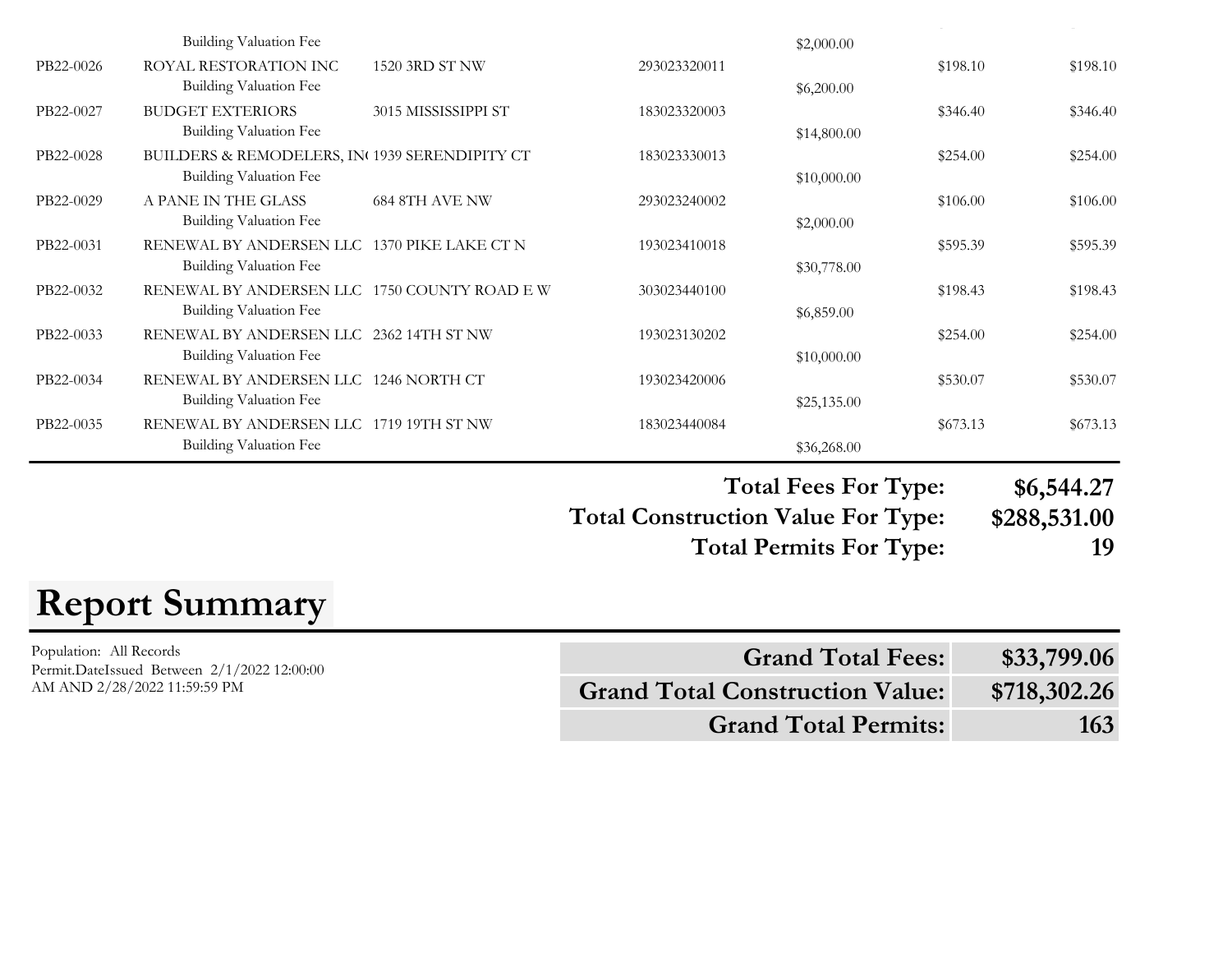| | | | | | | |
|---|---|---|---|---|---|---|
| | Building Valuation Fee | | | $2,000.00 | | |
| PB22-0026 | ROYAL RESTORATION INC | 1520 3RD ST NW | 293023320011 | | $198.10 | $198.10 |
| | Building Valuation Fee | | | $6,200.00 | | |
| PB22-0027 | BUDGET EXTERIORS | 3015 MISSISSIPPI ST | 183023320003 | | $346.40 | $346.40 |
| | Building Valuation Fee | | | $14,800.00 | | |
| PB22-0028 | BUILDERS & REMODELERS, IN( | 1939 SERENDIPITY CT | 183023330013 | | $254.00 | $254.00 |
| | Building Valuation Fee | | | $10,000.00 | | |
| PB22-0029 | A PANE IN THE GLASS | 684 8TH AVE NW | 293023240002 | | $106.00 | $106.00 |
| | Building Valuation Fee | | | $2,000.00 | | |
| PB22-0031 | RENEWAL BY ANDERSEN LLC | 1370 PIKE LAKE CT N | 193023410018 | | $595.39 | $595.39 |
| | Building Valuation Fee | | | $30,778.00 | | |
| PB22-0032 | RENEWAL BY ANDERSEN LLC | 1750 COUNTY ROAD E W | 303023440100 | | $198.43 | $198.43 |
| | Building Valuation Fee | | | $6,859.00 | | |
| PB22-0033 | RENEWAL BY ANDERSEN LLC | 2362 14TH ST NW | 193023130202 | | $254.00 | $254.00 |
| | Building Valuation Fee | | | $10,000.00 | | |
| PB22-0034 | RENEWAL BY ANDERSEN LLC | 1246 NORTH CT | 193023420006 | | $530.07 | $530.07 |
| | Building Valuation Fee | | | $25,135.00 | | |
| PB22-0035 | RENEWAL BY ANDERSEN LLC | 1719 19TH ST NW | 183023440084 | | $673.13 | $673.13 |
| | Building Valuation Fee | | | $36,268.00 | | |

**Total Fees For Type:** **$6,544.27**

**Total Construction Value For Type:** **$288,531.00**

**Total Permits For Type:** **19**

# Report Summary

Population: All Records
Permit.DateIssued Between 2/1/2022 12:00:00 AM AND 2/28/2022 11:59:59 PM

| | |
|---|---|
| **Grand Total Fees:** | **$33,799.06** |
| **Grand Total Construction Value:** | **$718,302.26** |
| **Grand Total Permits:** | **163** |